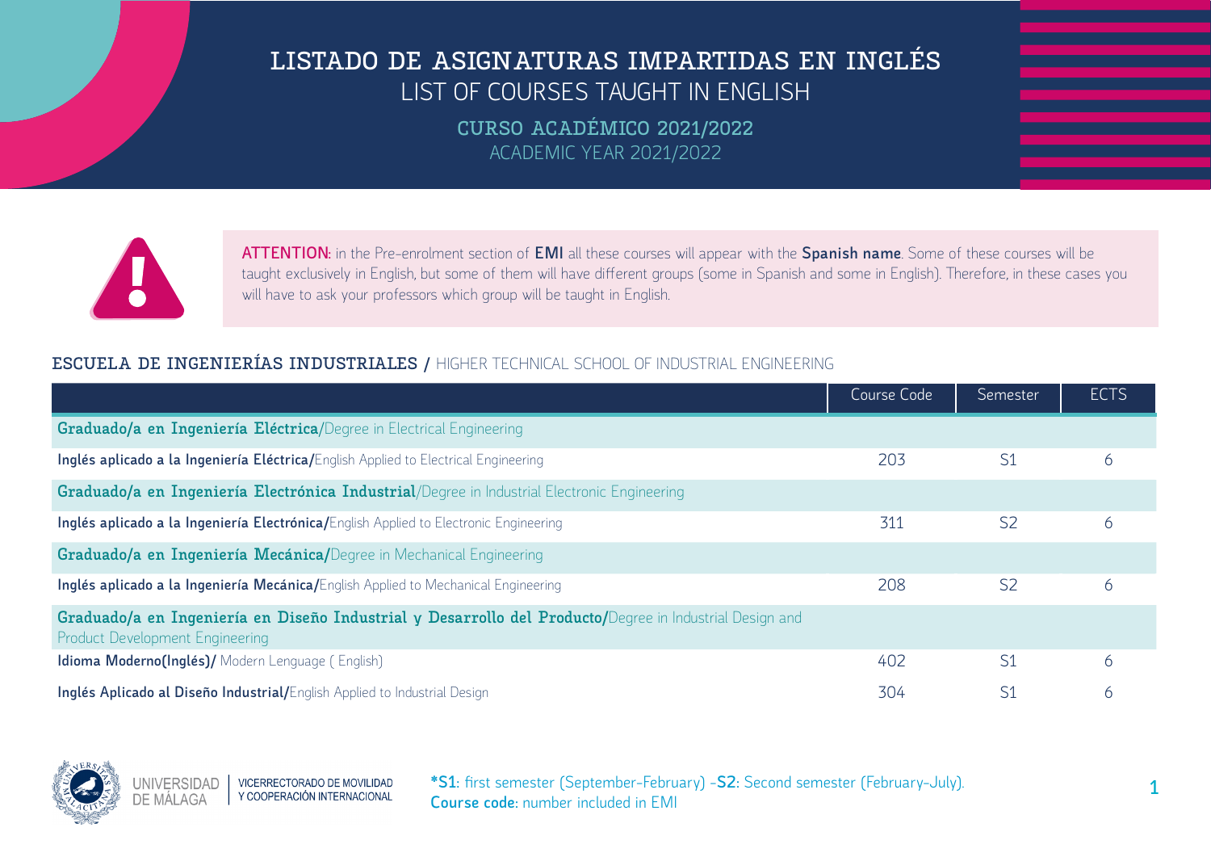# LISTADO DE ASIGNATURAS IMPARTIDAS EN INGLÉS
# LIST OF COURSES TAUGHT IN ENGLISH

## CURSO ACADÉMICO 2021/2022
## ACADEMIC YEAR 2021/2022

**ATTENTION:** in the Pre-enrolment section of **EMI** all these courses will appear with the **Spanish name**. Some of these courses will be taught exclusively in English, but some of them will have different groups (some in Spanish and some in English). Therefore, in these cases you will have to ask your professors which group will be taught in English.

### ESCUELA DE INGENIERÍAS INDUSTRIALES / HIGHER TECHNICAL SCHOOL OF INDUSTRIAL ENGINEERING

| | Course Code | Semester | ECTS |
|---|---|---|---|
| **Graduado/a en Ingeniería Eléctrica**/Degree in Electrical Engineering | | | |
| **Inglés aplicado a la Ingeniería Eléctrica/**English Applied to Electrical Engineering | 203 | S1 | 6 |
| **Graduado/a en Ingeniería Electrónica Industrial**/Degree in Industrial Electronic Engineering | | | |
| **Inglés aplicado a la Ingeniería Electrónica/**English Applied to Electronic Engineering | 311 | S2 | 6 |
| **Graduado/a en Ingeniería Mecánica/**Degree in Mechanical Engineering | | | |
| **Inglés aplicado a la Ingeniería Mecánica/**English Applied to Mechanical Engineering | 208 | S2 | 6 |
| **Graduado/a en Ingeniería en Diseño Industrial y Desarrollo del Producto/**Degree in Industrial Design and Product Development Engineering | | | |
| **Idioma Moderno(Inglés)/** Modern Lenguage ( English) | 402 | S1 | 6 |
| **Inglés Aplicado al Diseño Industrial/**English Applied to Industrial Design | 304 | S1 | 6 |

UNIVERSIDAD DE MÁLAGA | VICERRECTORADO DE MOVILIDAD Y COOPERACIÓN INTERNACIONAL

***S1**: first semester (September-February) -**S2**: Second semester (February-July).
**Course code**: number included in EMI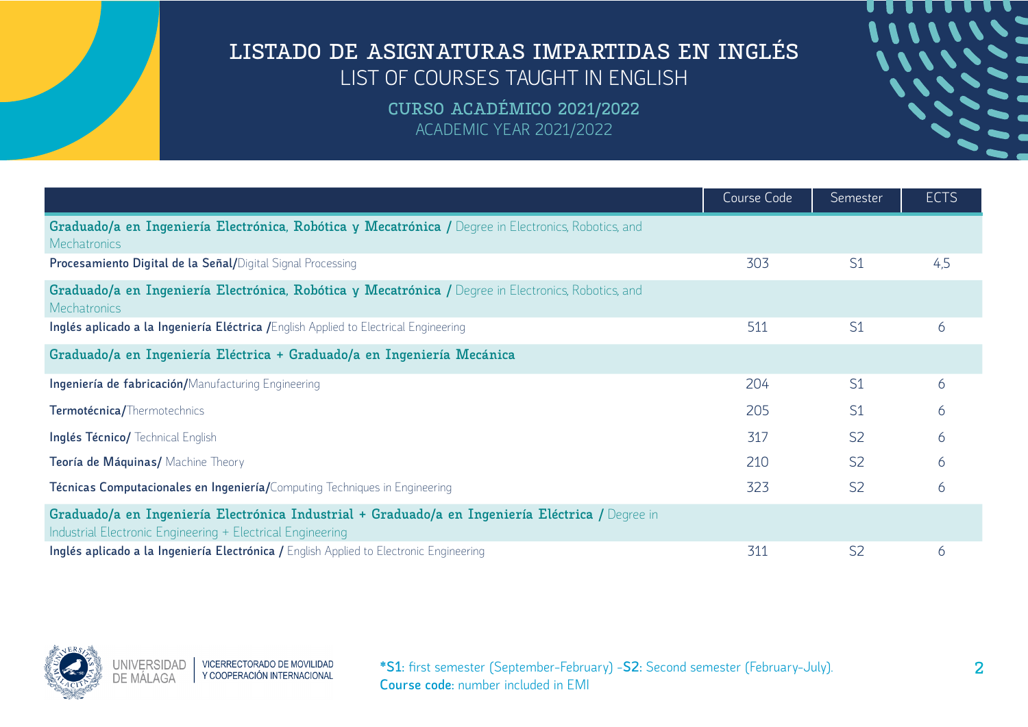# LISTADO DE ASIGNATURAS IMPARTIDAS EN INGLÉS

## LIST OF COURSES TAUGHT IN ENGLISH

### CURSO ACADÉMICO 2021/2022

### ACADEMIC YEAR 2021/2022

| | Course Code | Semester | ECTS |
|---|---|---|---|
| **Graduado/a en Ingeniería Electrónica, Robótica y Mecatrónica /** Degree in Electronics, Robotics, and Mechatronics | | | |
| **Procesamiento Digital de la Señal/**Digital Signal Processing | 303 | S1 | 4,5 |
| **Graduado/a en Ingeniería Electrónica, Robótica y Mecatrónica /** Degree in Electronics, Robotics, and Mechatronics | | | |
| **Inglés aplicado a la Ingeniería Eléctrica /**English Applied to Electrical Engineering | 511 | S1 | 6 |
| **Graduado/a en Ingeniería Eléctrica + Graduado/a en Ingeniería Mecánica** | | | |
| **Ingeniería de fabricación/**Manufacturing Engineering | 204 | S1 | 6 |
| **Termotécnica/**Thermotechnics | 205 | S1 | 6 |
| **Inglés Técnico/** Technical English | 317 | S2 | 6 |
| **Teoría de Máquinas/** Machine Theory | 210 | S2 | 6 |
| **Técnicas Computacionales en Ingeniería/**Computing Techniques in Engineering | 323 | S2 | 6 |
| **Graduado/a en Ingeniería Electrónica Industrial + Graduado/a en Ingeniería Eléctrica /** Degree in Industrial Electronic Engineering + Electrical Engineering | | | |
| **Inglés aplicado a la Ingeniería Electrónica /** English Applied to Electronic Engineering | 311 | S2 | 6 |

UNIVERSIDAD DE MÁLAGA | VICERRECTORADO DE MOVILIDAD Y COOPERACIÓN INTERNACIONAL

***S1**: first semester (September-February) -**S2**: Second semester (February-July).
**Course code:** number included in EMI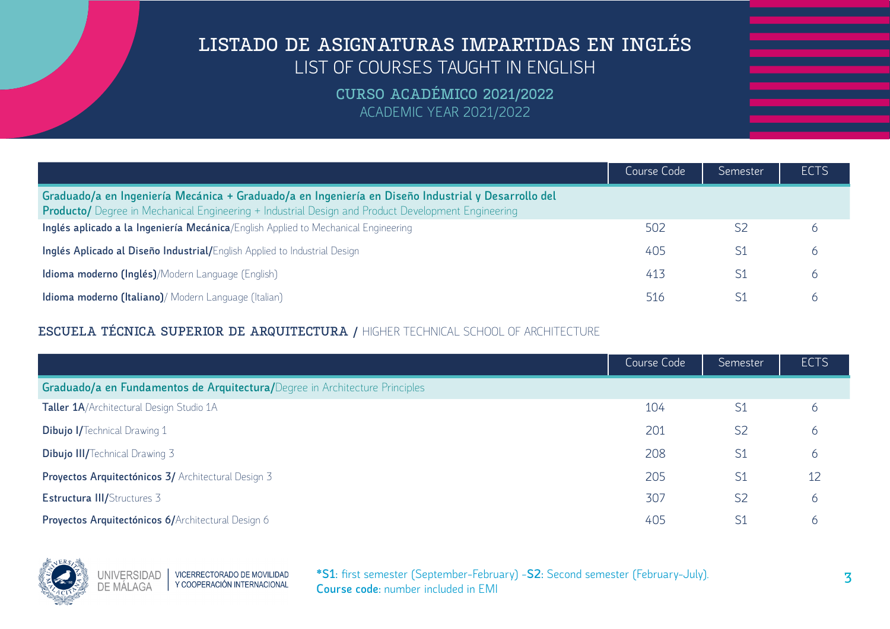# LISTADO DE ASIGNATURAS IMPARTIDAS EN INGLÉS
## LIST OF COURSES TAUGHT IN ENGLISH

### CURSO ACADÉMICO 2021/2022
### ACADEMIC YEAR 2021/2022

| | Course Code | Semester | ECTS |
|---|---|---|---|
| **Graduado/a en Ingeniería Mecánica + Graduado/a en Ingeniería en Diseño Industrial y Desarrollo del Producto/** Degree in Mechanical Engineering + Industrial Design and Product Development Engineering | | | |
| **Inglés aplicado a la Ingeniería Mecánica**/English Applied to Mechanical Engineering | 502 | S2 | 6 |
| **Inglés Aplicado al Diseño Industrial/**English Applied to Industrial Design | 405 | S1 | 6 |
| **Idioma moderno (Inglés)**/Modern Language (English) | 413 | S1 | 6 |
| **Idioma moderno (Italiano)**/ Modern Language (Italian) | 516 | S1 | 6 |

### ESCUELA TÉCNICA SUPERIOR DE ARQUITECTURA / HIGHER TECHNICAL SCHOOL OF ARCHITECTURE

| | Course Code | Semester | ECTS |
|---|---|---|---|
| **Graduado/a en Fundamentos de Arquitectura/**Degree in Architecture Principles | | | |
| **Taller 1A**/Architectural Design Studio 1A | 104 | S1 | 6 |
| **Dibujo I/**Technical Drawing 1 | 201 | S2 | 6 |
| **Dibujo III/**Technical Drawing 3 | 208 | S1 | 6 |
| **Proyectos Arquitectónicos 3/** Architectural Design 3 | 205 | S1 | 12 |
| **Estructura III/**Structures 3 | 307 | S2 | 6 |
| **Proyectos Arquitectónicos 6/**Architectural Design 6 | 405 | S1 | 6 |

UNIVERSIDAD DE MÁLAGA | VICERRECTORADO DE MOVILIDAD Y COOPERACIÓN INTERNACIONAL

***S1**: first semester (September-February) -**S2**: Second semester (February-July).
**Course code**: number included in EMI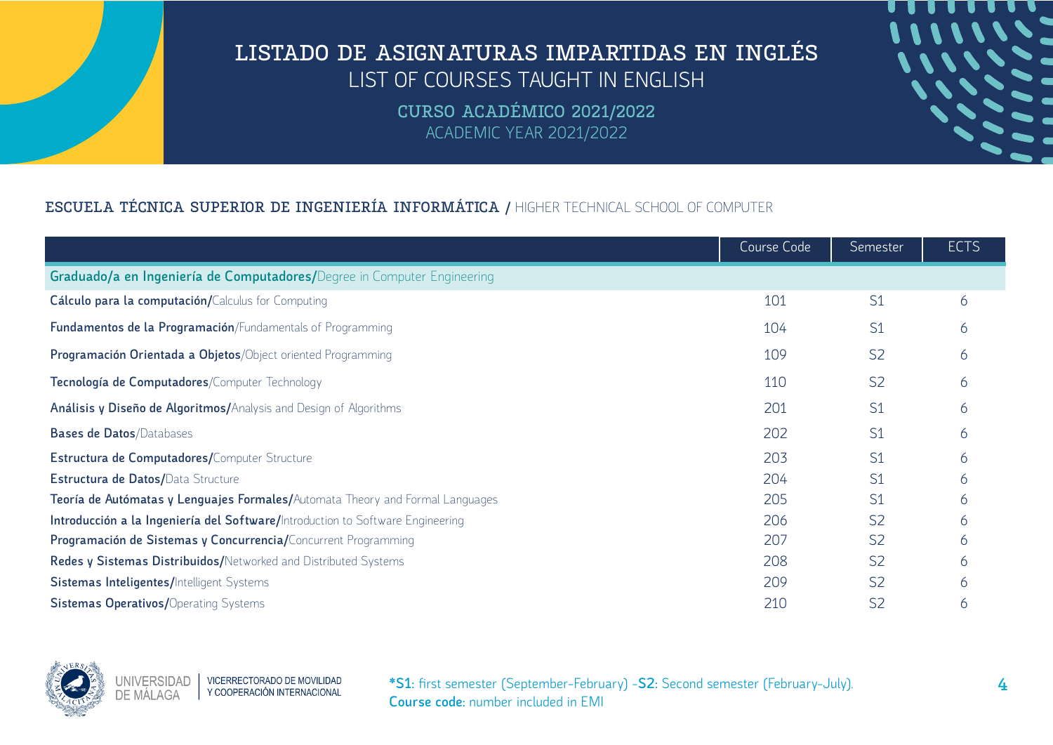# LISTADO DE ASIGNATURAS IMPARTIDAS EN INGLÉS
## LIST OF COURSES TAUGHT IN ENGLISH

### CURSO ACADÉMICO 2021/2022
### ACADEMIC YEAR 2021/2022

## ESCUELA TÉCNICA SUPERIOR DE INGENIERÍA INFORMÁTICA / HIGHER TECHNICAL SCHOOL OF COMPUTER

| | Course Code | Semester | ECTS |
|---|---|---|---|
| **Graduado/a en Ingeniería de Computadores/**Degree in Computer Engineering | | | |
| **Cálculo para la computación/**Calculus for Computing | 101 | S1 | 6 |
| **Fundamentos de la Programación**/Fundamentals of Programming | 104 | S1 | 6 |
| **Programación Orientada a Objetos**/Object oriented Programming | 109 | S2 | 6 |
| **Tecnología de Computadores**/Computer Technology | 110 | S2 | 6 |
| **Análisis y Diseño de Algoritmos/**Analysis and Design of Algorithms | 201 | S1 | 6 |
| **Bases de Datos**/Databases | 202 | S1 | 6 |
| **Estructura de Computadores/**Computer Structure | 203 | S1 | 6 |
| **Estructura de Datos/**Data Structure | 204 | S1 | 6 |
| **Teoría de Autómatas y Lenguajes Formales/**Automata Theory and Formal Languages | 205 | S1 | 6 |
| **Introducción a la Ingeniería del Software/**Introduction to Software Engineering | 206 | S2 | 6 |
| **Programación de Sistemas y Concurrencia/**Concurrent Programming | 207 | S2 | 6 |
| **Redes y Sistemas Distribuidos/**Networked and Distributed Systems | 208 | S2 | 6 |
| **Sistemas Inteligentes/**Intelligent Systems | 209 | S2 | 6 |
| **Sistemas Operativos/**Operating Systems | 210 | S2 | 6 |

UNIVERSIDAD DE MÁLAGA | VICERRECTORADO DE MOVILIDAD Y COOPERACIÓN INTERNACIONAL

***S1**: first semester (September-February) -**S2**: Second semester (February-July).
**Course code**: number included in EMI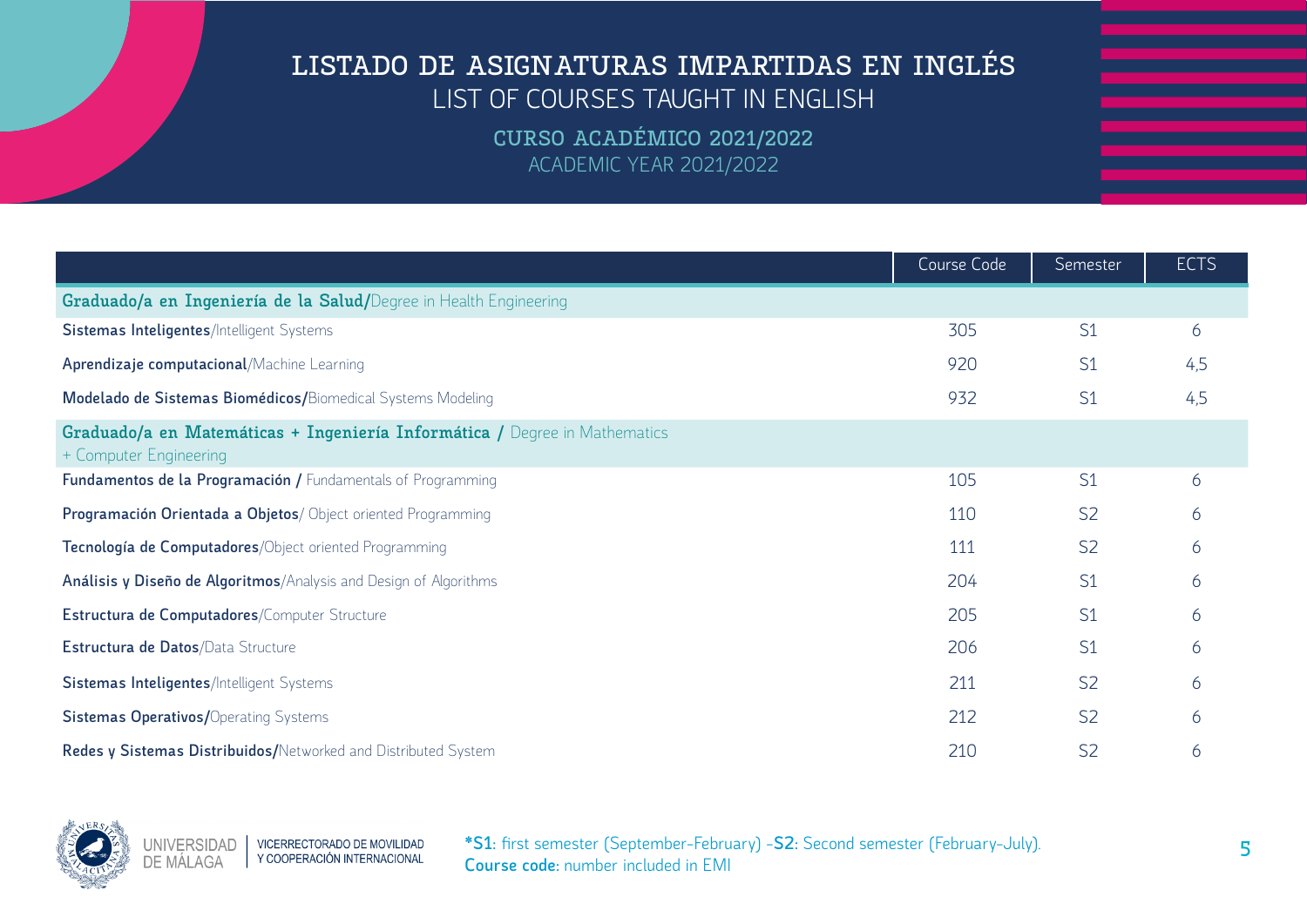# LISTADO DE ASIGNATURAS IMPARTIDAS EN INGLÉS

## LIST OF COURSES TAUGHT IN ENGLISH

### CURSO ACADÉMICO 2021/2022

### ACADEMIC YEAR 2021/2022

| | Course Code | Semester | ECTS |
|---|---|---|---|
| **Graduado/a en Ingeniería de la Salud/**Degree in Health Engineering | | | |
| **Sistemas Inteligentes**/Intelligent Systems | 305 | S1 | 6 |
| **Aprendizaje computacional**/Machine Learning | 920 | S1 | 4,5 |
| **Modelado de Sistemas Biomédicos/**Biomedical Systems Modeling | 932 | S1 | 4,5 |
| **Graduado/a en Matemáticas + Ingeniería Informática /** Degree in Mathematics + Computer Engineering | | | |
| **Fundamentos de la Programación /** Fundamentals of Programming | 105 | S1 | 6 |
| **Programación Orientada a Objetos**/ Object oriented Programming | 110 | S2 | 6 |
| **Tecnología de Computadores**/Object oriented Programming | 111 | S2 | 6 |
| **Análisis y Diseño de Algoritmos**/Analysis and Design of Algorithms | 204 | S1 | 6 |
| **Estructura de Computadores**/Computer Structure | 205 | S1 | 6 |
| **Estructura de Datos**/Data Structure | 206 | S1 | 6 |
| **Sistemas Inteligentes**/Intelligent Systems | 211 | S2 | 6 |
| **Sistemas Operativos/**Operating Systems | 212 | S2 | 6 |
| **Redes y Sistemas Distribuidos/**Networked and Distributed System | 210 | S2 | 6 |

UNIVERSIDAD DE MÁLAGA | VICERRECTORADO DE MOVILIDAD Y COOPERACIÓN INTERNACIONAL

***S1**: first semester (September-February) -**S2**: Second semester (February-July).
**Course code**: number included in EMI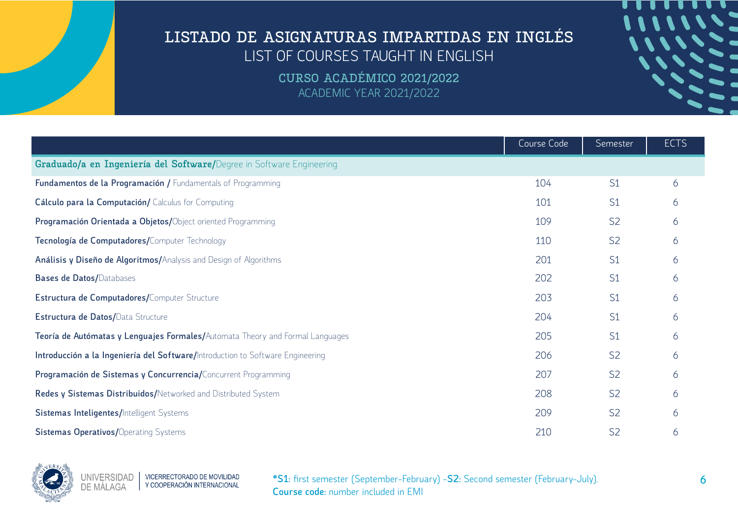# LISTADO DE ASIGNATURAS IMPARTIDAS EN INGLÉS

## LIST OF COURSES TAUGHT IN ENGLISH

### CURSO ACADÉMICO 2021/2022

### ACADEMIC YEAR 2021/2022

| | Course Code | Semester | ECTS |
|---|---|---|---|
| **Graduado/a en Ingeniería del Software/**Degree in Software Engineering | | | |
| **Fundamentos de la Programación /** Fundamentals of Programming | 104 | S1 | 6 |
| **Cálculo para la Computación/** Calculus for Computing | 101 | S1 | 6 |
| **Programación Orientada a Objetos/**Object oriented Programming | 109 | S2 | 6 |
| **Tecnología de Computadores/**Computer Technology | 110 | S2 | 6 |
| **Análisis y Diseño de Algoritmos/**Analysis and Design of Algorithms | 201 | S1 | 6 |
| **Bases de Datos/**Databases | 202 | S1 | 6 |
| **Estructura de Computadores/**Computer Structure | 203 | S1 | 6 |
| **Estructura de Datos/**Data Structure | 204 | S1 | 6 |
| **Teoría de Autómatas y Lenguajes Formales/**Automata Theory and Formal Languages | 205 | S1 | 6 |
| **Introducción a la Ingeniería del Software/**Introduction to Software Engineering | 206 | S2 | 6 |
| **Programación de Sistemas y Concurrencia/**Concurrent Programming | 207 | S2 | 6 |
| **Redes y Sistemas Distribuidos/**Networked and Distributed System | 208 | S2 | 6 |
| **Sistemas Inteligentes/**Intelligent Systems | 209 | S2 | 6 |
| **Sistemas Operativos/**Operating Systems | 210 | S2 | 6 |

UNIVERSIDAD DE MÁLAGA | VICERRECTORADO DE MOVILIDAD Y COOPERACIÓN INTERNACIONAL

***S1**: first semester (September-February) -**S2**: Second semester (February-July).
**Course code**: number included in EMI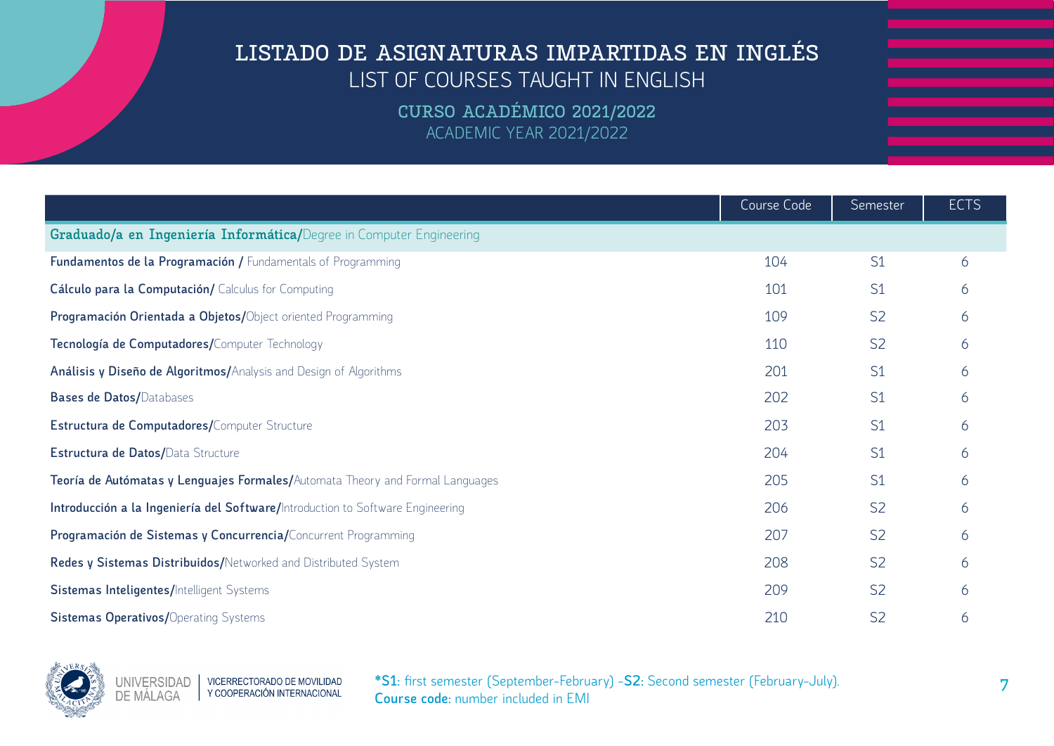# LISTADO DE ASIGNATURAS IMPARTIDAS EN INGLÉS
## LIST OF COURSES TAUGHT IN ENGLISH

### CURSO ACADÉMICO 2021/2022
### ACADEMIC YEAR 2021/2022

| | Course Code | Semester | ECTS |
|---|---|---|---|
| **Graduado/a en Ingeniería Informática/**Degree in Computer Engineering | | | |
| **Fundamentos de la Programación /** Fundamentals of Programming | 104 | S1 | 6 |
| **Cálculo para la Computación/** Calculus for Computing | 101 | S1 | 6 |
| **Programación Orientada a Objetos/**Object oriented Programming | 109 | S2 | 6 |
| **Tecnología de Computadores/**Computer Technology | 110 | S2 | 6 |
| **Análisis y Diseño de Algoritmos/**Analysis and Design of Algorithms | 201 | S1 | 6 |
| **Bases de Datos/**Databases | 202 | S1 | 6 |
| **Estructura de Computadores/**Computer Structure | 203 | S1 | 6 |
| **Estructura de Datos/**Data Structure | 204 | S1 | 6 |
| **Teoría de Autómatas y Lenguajes Formales/**Automata Theory and Formal Languages | 205 | S1 | 6 |
| **Introducción a la Ingeniería del Software/**Introduction to Software Engineering | 206 | S2 | 6 |
| **Programación de Sistemas y Concurrencia/**Concurrent Programming | 207 | S2 | 6 |
| **Redes y Sistemas Distribuidos/**Networked and Distributed System | 208 | S2 | 6 |
| **Sistemas Inteligentes/**Intelligent Systems | 209 | S2 | 6 |
| **Sistemas Operativos/**Operating Systems | 210 | S2 | 6 |

UNIVERSIDAD DE MÁLAGA | VICERRECTORADO DE MOVILIDAD Y COOPERACIÓN INTERNACIONAL

**\*S1**: first semester (September-February) -**S2**: Second semester (February-July).
**Course code**: number included in EMI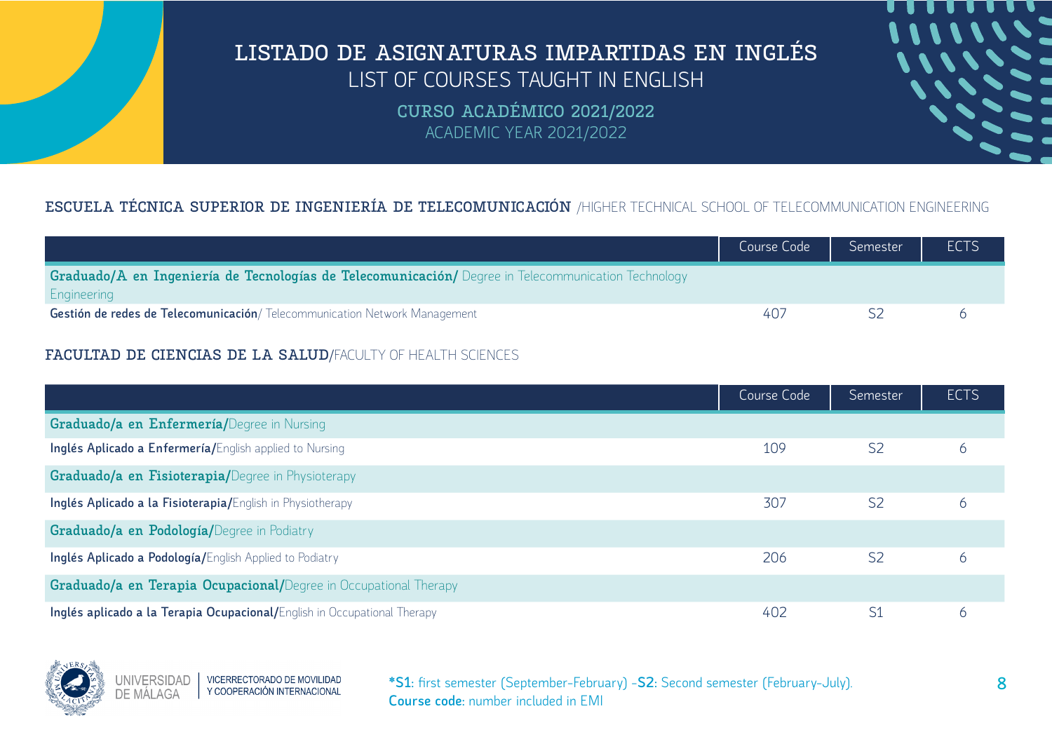# LISTADO DE ASIGNATURAS IMPARTIDAS EN INGLÉS
# LIST OF COURSES TAUGHT IN ENGLISH

## CURSO ACADÉMICO 2021/2022
## ACADEMIC YEAR 2021/2022

### ESCUELA TÉCNICA SUPERIOR DE INGENIERÍA DE TELECOMUNICACIÓN /HIGHER TECHNICAL SCHOOL OF TELECOMMUNICATION ENGINEERING

| | Course Code | Semester | ECTS |
|---|---|---|---|
| **Graduado/A en Ingeniería de Tecnologías de Telecomunicación/** Degree in Telecommunication Technology Engineering | | | |
| **Gestión de redes de Telecomunicación**/ Telecommunication Network Management | 407 | S2 | 6 |

### FACULTAD DE CIENCIAS DE LA SALUD/FACULTY OF HEALTH SCIENCES

| | Course Code | Semester | ECTS |
|---|---|---|---|
| **Graduado/a en Enfermería/**Degree in Nursing | | | |
| **Inglés Aplicado a Enfermería/**English applied to Nursing | 109 | S2 | 6 |
| **Graduado/a en Fisioterapia/**Degree in Physioterapy | | | |
| **Inglés Aplicado a la Fisioterapia/**English in Physiotherapy | 307 | S2 | 6 |
| **Graduado/a en Podología/**Degree in Podiatry | | | |
| **Inglés Aplicado a Podología/**English Applied to Podiatry | 206 | S2 | 6 |
| **Graduado/a en Terapia Ocupacional/**Degree in Occupational Therapy | | | |
| **Inglés aplicado a la Terapia Ocupacional/**English in Occupational Therapy | 402 | S1 | 6 |

UNIVERSIDAD DE MÁLAGA | VICERRECTORADO DE MOVILIDAD Y COOPERACIÓN INTERNACIONAL

***S1**: first semester (September-February) -**S2**: Second semester (February-July).
**Course code**: number included in EMI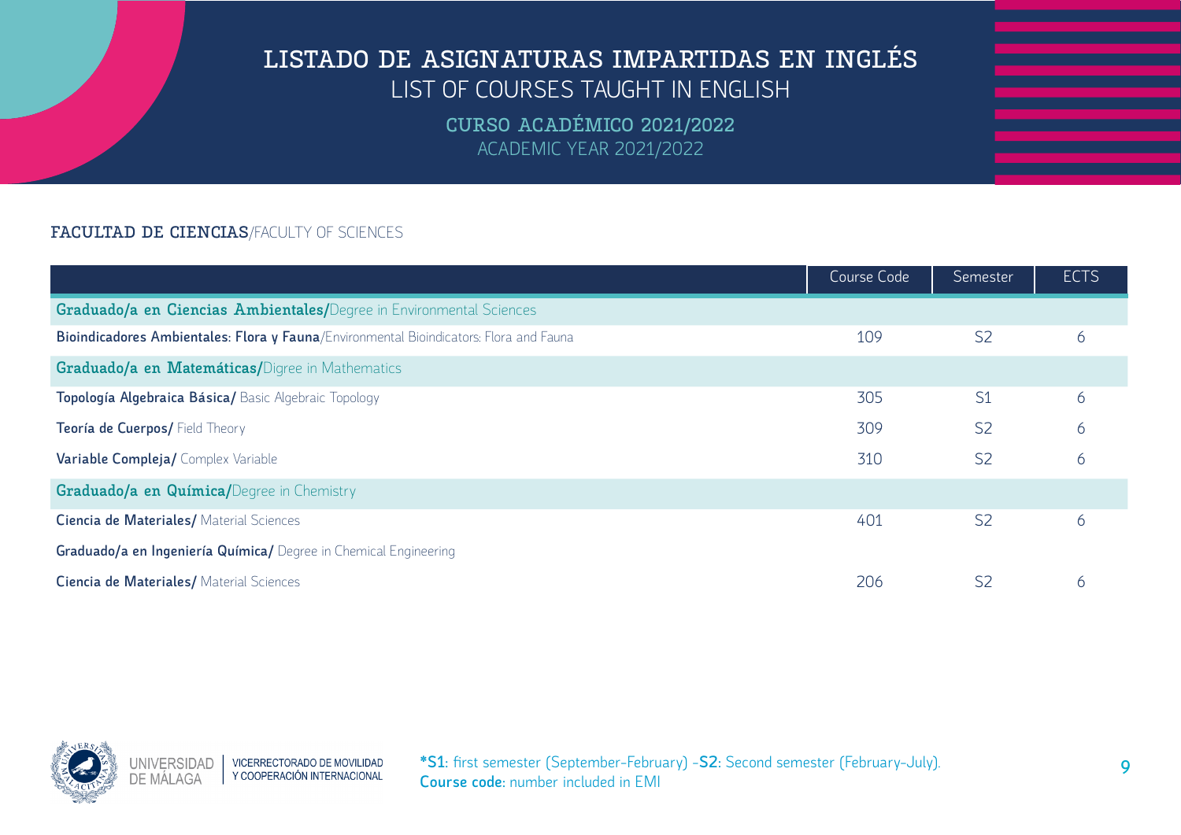# LISTADO DE ASIGNATURAS IMPARTIDAS EN INGLÉS
LIST OF COURSES TAUGHT IN ENGLISH

## CURSO ACADÉMICO 2021/2022
ACADEMIC YEAR 2021/2022

### FACULTAD DE CIENCIAS/FACULTY OF SCIENCES

| | Course Code | Semester | ECTS |
|---|---|---|---|
| **Graduado/a en Ciencias Ambientales/**Degree in Environmental Sciences | | | |
| **Bioindicadores Ambientales: Flora y Fauna**/Environmental Bioindicators: Flora and Fauna | 109 | S2 | 6 |
| **Graduado/a en Matemáticas/**Digree in Mathematics | | | |
| **Topología Algebraica Básica/** Basic Algebraic Topology | 305 | S1 | 6 |
| **Teoría de Cuerpos/** Field Theory | 309 | S2 | 6 |
| **Variable Compleja/** Complex Variable | 310 | S2 | 6 |
| **Graduado/a en Química/**Degree in Chemistry | | | |
| **Ciencia de Materiales/** Material Sciences | 401 | S2 | 6 |
| **Graduado/a en Ingeniería Química/** Degree in Chemical Engineering | | | |
| **Ciencia de Materiales/** Material Sciences | 206 | S2 | 6 |

UNIVERSIDAD DE MÁLAGA | VICERRECTORADO DE MOVILIDAD Y COOPERACIÓN INTERNACIONAL

***S1**: first semester (September-February) -**S2**: Second semester (February-July).
**Course code**: number included in EMI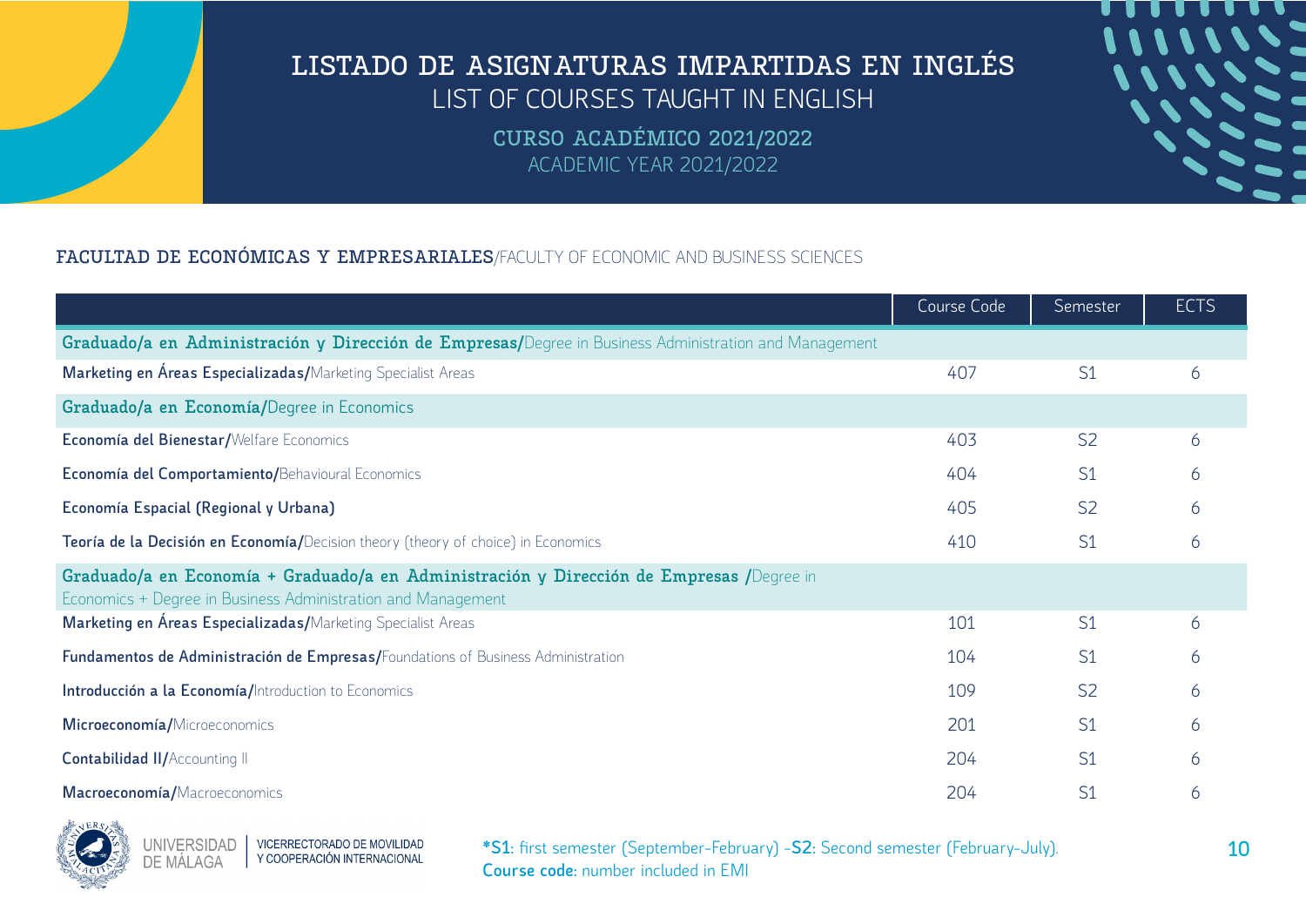# LISTADO DE ASIGNATURAS IMPARTIDAS EN INGLÉS
## LIST OF COURSES TAUGHT IN ENGLISH

### CURSO ACADÉMICO 2021/2022
### ACADEMIC YEAR 2021/2022

**FACULTAD DE ECONÓMICAS Y EMPRESARIALES**/FACULTY OF ECONOMIC AND BUSINESS SCIENCES

| | Course Code | Semester | ECTS |
|---|---|---|---|
| **Graduado/a en Administración y Dirección de Empresas/**Degree in Business Administration and Management | | | |
| **Marketing en Áreas Especializadas/**Marketing Specialist Areas | 407 | S1 | 6 |
| **Graduado/a en Economía/**Degree in Economics | | | |
| **Economía del Bienestar/**Welfare Economics | 403 | S2 | 6 |
| **Economía del Comportamiento/**Behavioural Economics | 404 | S1 | 6 |
| **Economía Espacial (Regional y Urbana)** | 405 | S2 | 6 |
| **Teoría de la Decisión en Economía/**Decision theory (theory of choice) in Economics | 410 | S1 | 6 |
| **Graduado/a en Economía + Graduado/a en Administración y Dirección de Empresas /**Degree in Economics + Degree in Business Administration and Management | | | |
| **Marketing en Áreas Especializadas/**Marketing Specialist Areas | 101 | S1 | 6 |
| **Fundamentos de Administración de Empresas/**Foundations of Business Administration | 104 | S1 | 6 |
| **Introducción a la Economía/**Introduction to Economics | 109 | S2 | 6 |
| **Microeconomía/**Microeconomics | 201 | S1 | 6 |
| **Contabilidad II/**Accounting II | 204 | S1 | 6 |
| **Macroeconomía/**Macroeconomics | 204 | S1 | 6 |

UNIVERSIDAD DE MÁLAGA | VICERRECTORADO DE MOVILIDAD Y COOPERACIÓN INTERNACIONAL

***S1**: first semester (September-February) -**S2**: Second semester (February-July).
**Course code**: number included in EMI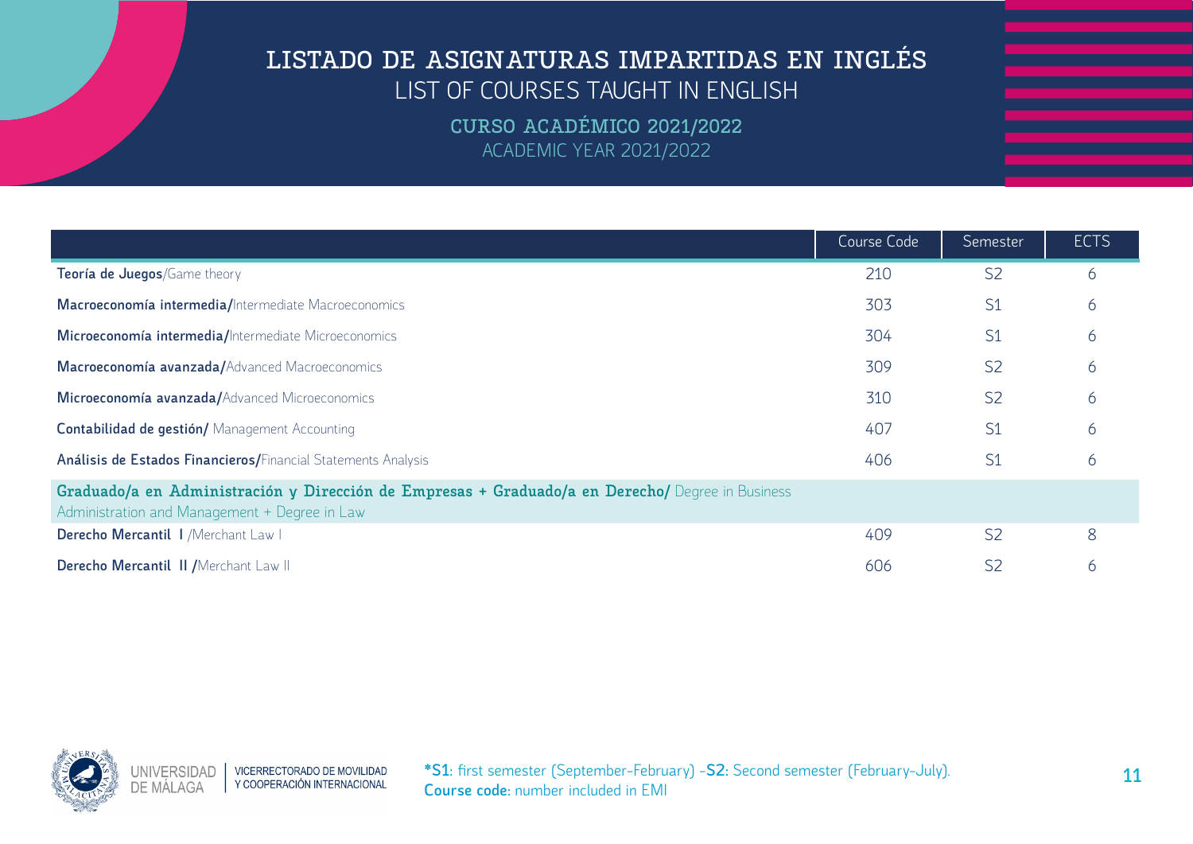# LISTADO DE ASIGNATURAS IMPARTIDAS EN INGLÉS
## LIST OF COURSES TAUGHT IN ENGLISH

### CURSO ACADÉMICO 2021/2022
### ACADEMIC YEAR 2021/2022

| | Course Code | Semester | ECTS |
|---|---|---|---|
| **Teoría de Juegos**/Game theory | 210 | S2 | 6 |
| **Macroeconomía intermedia/**Intermediate Macroeconomics | 303 | S1 | 6 |
| **Microeconomía intermedia/**Intermediate Microeconomics | 304 | S1 | 6 |
| **Macroeconomía avanzada/**Advanced Macroeconomics | 309 | S2 | 6 |
| **Microeconomía avanzada/**Advanced Microeconomics | 310 | S2 | 6 |
| **Contabilidad de gestión/** Management Accounting | 407 | S1 | 6 |
| **Análisis de Estados Financieros/**Financial Statements Analysis | 406 | S1 | 6 |
| **Graduado/a en Administración y Dirección de Empresas + Graduado/a en Derecho/** Degree in Business Administration and Management + Degree in Law | | | |
| **Derecho Mercantil I** /Merchant Law I | 409 | S2 | 8 |
| **Derecho Mercantil II /**Merchant Law II | 606 | S2 | 6 |

UNIVERSIDAD DE MÁLAGA | VICERRECTORADO DE MOVILIDAD Y COOPERACIÓN INTERNACIONAL

***S1**: first semester (September-February) -**S2**: Second semester (February-July).
**Course code**: number included in EMI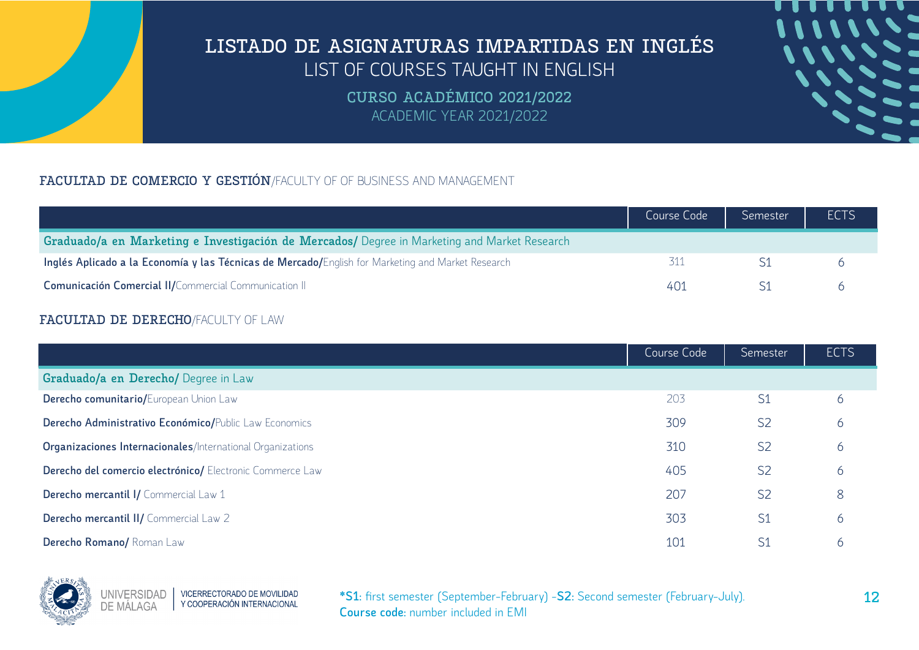# LISTADO DE ASIGNATURAS IMPARTIDAS EN INGLÉS
## LIST OF COURSES TAUGHT IN ENGLISH

### CURSO ACADÉMICO 2021/2022
### ACADEMIC YEAR 2021/2022

**FACULTAD DE COMERCIO Y GESTIÓN**/FACULTY OF OF BUSINESS AND MANAGEMENT

| | Course Code | Semester | ECTS |
|---|---|---|---|
| **Graduado/a en Marketing e Investigación de Mercados/** Degree in Marketing and Market Research | | | |
| **Inglés Aplicado a la Economía y las Técnicas de Mercado/**English for Marketing and Market Research | 311 | S1 | 6 |
| **Comunicación Comercial II/**Commercial Communication II | 401 | S1 | 6 |

**FACULTAD DE DERECHO**/FACULTY OF LAW

| | Course Code | Semester | ECTS |
|---|---|---|---|
| **Graduado/a en Derecho/** Degree in Law | | | |
| **Derecho comunitario/**European Union Law | 203 | S1 | 6 |
| **Derecho Administrativo Económico/**Public Law Economics | 309 | S2 | 6 |
| **Organizaciones Internacionales**/International Organizations | 310 | S2 | 6 |
| **Derecho del comercio electrónico/** Electronic Commerce Law | 405 | S2 | 6 |
| **Derecho mercantil I/** Commercial Law 1 | 207 | S2 | 8 |
| **Derecho mercantil II/** Commercial Law 2 | 303 | S1 | 6 |
| **Derecho Romano/** Roman Law | 101 | S1 | 6 |

UNIVERSIDAD DE MÁLAGA | VICERRECTORADO DE MOVILIDAD Y COOPERACIÓN INTERNACIONAL

***S1**: first semester (September-February) -**S2**: Second semester (February-July).
**Course code**: number included in EMI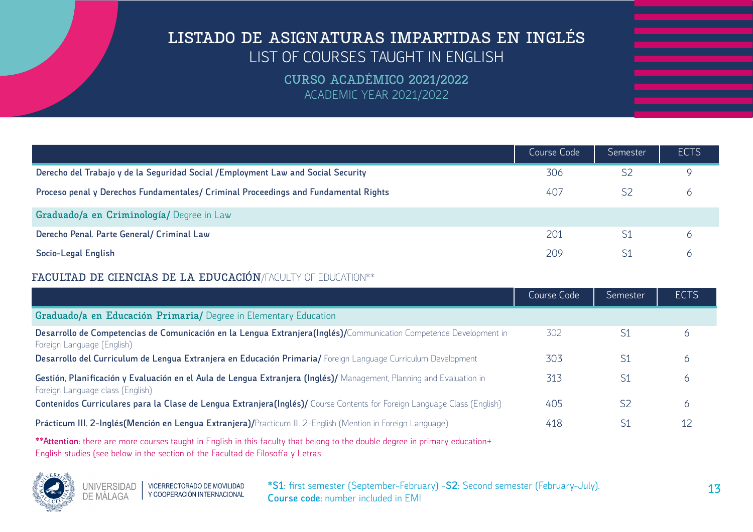# LISTADO DE ASIGNATURAS IMPARTIDAS EN INGLÉS
## LIST OF COURSES TAUGHT IN ENGLISH

### CURSO ACADÉMICO 2021/2022
### ACADEMIC YEAR 2021/2022

| | Course Code | Semester | ECTS |
|---|---|---|---|
| **Derecho del Trabajo y de la Seguridad Social /Employment Law and Social Security** | 306 | S2 | 9 |
| **Proceso penal y Derechos Fundamentales/ Criminal Proceedings and Fundamental Rights** | 407 | S2 | 6 |
| **Graduado/a en Criminología/** Degree in Law | | | |
| **Derecho Penal. Parte General/ Criminal Law** | 201 | S1 | 6 |
| **Socio-Legal English** | 209 | S1 | 6 |

### FACULTAD DE CIENCIAS DE LA EDUCACIÓN/FACULTY OF EDUCATION**

| | Course Code | Semester | ECTS |
|---|---|---|---|
| **Graduado/a en Educación Primaria/** Degree in Elementary Education | | | |
| **Desarrollo de Competencias de Comunicación en la Lengua Extranjera(Inglés)/**Communication Competence Development in Foreign Language (English) | 302 | S1 | 6 |
| **Desarrollo del Curriculum de Lengua Extranjera en Educación Primaria/** Foreign Language Curriculum Development | 303 | S1 | 6 |
| **Gestión, Planificación y Evaluación en el Aula de Lengua Extranjera (Inglés)/** Management, Planning and Evaluation in Foreign Language class (English) | 313 | S1 | 6 |
| **Contenidos Curriculares para la Clase de Lengua Extranjera(Inglés)/** Course Contents for Foreign Language Class (English) | 405 | S2 | 6 |
| **Prácticum III. 2-Inglés(Mención en Lengua Extranjera)/**Practicum III. 2-English (Mention in Foreign Language) | 418 | S1 | 12 |

****Attention:** there are more courses taught in English in this faculty that belong to the double degree in primary education+ English studies (see below in the section of the Facultad de Filosofía y Letras

UNIVERSIDAD DE MÁLAGA | VICERRECTORADO DE MOVILIDAD Y COOPERACIÓN INTERNACIONAL

***S1**: first semester (September-February) -**S2**: Second semester (February-July).
**Course code**: number included in EMI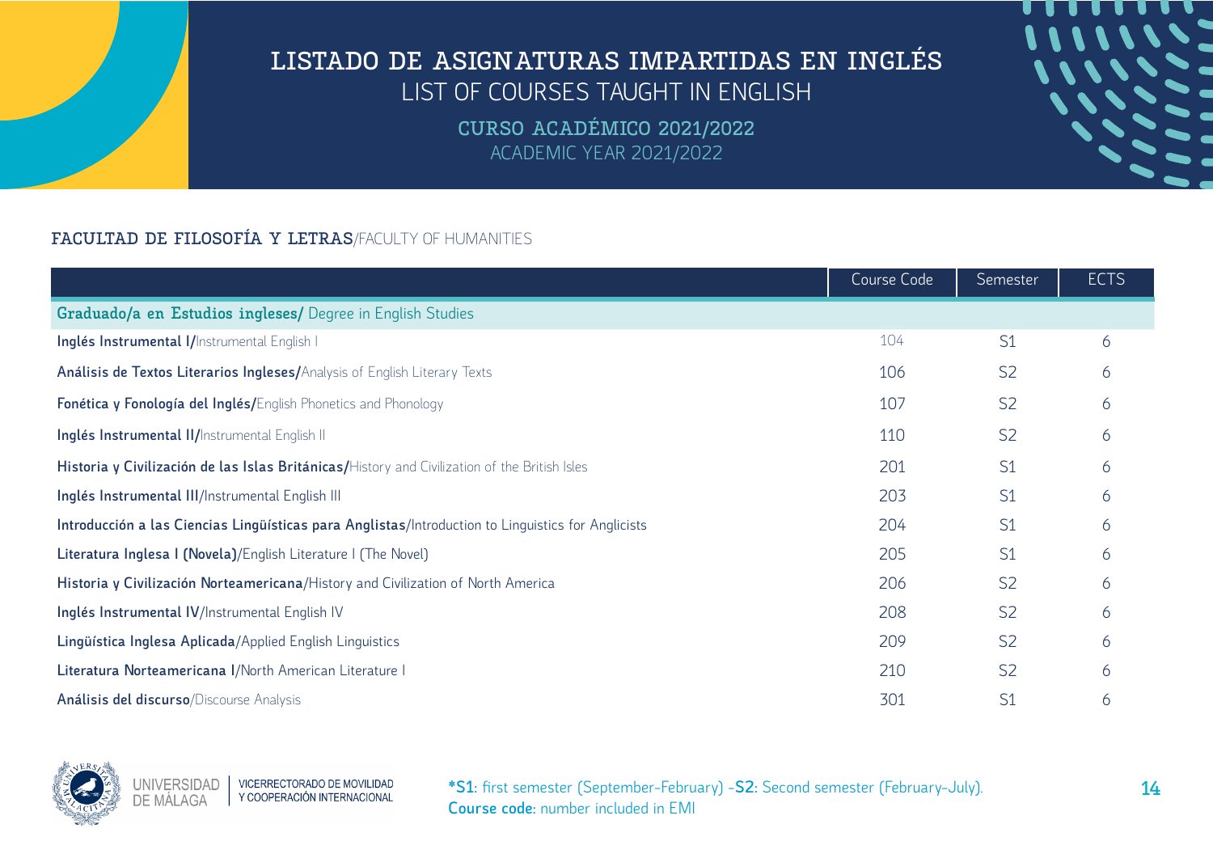# LISTADO DE ASIGNATURAS IMPARTIDAS EN INGLÉS
## LIST OF COURSES TAUGHT IN ENGLISH

**CURSO ACADÉMICO 2021/2022**
ACADEMIC YEAR 2021/2022

### FACULTAD DE FILOSOFÍA Y LETRAS/FACULTY OF HUMANITIES

| | Course Code | Semester | ECTS |
|---|---|---|---|
| **Graduado/a en Estudios ingleses/** Degree in English Studies | | | |
| **Inglés Instrumental I/**Instrumental English I | 104 | S1 | 6 |
| **Análisis de Textos Literarios Ingleses/**Analysis of English Literary Texts | 106 | S2 | 6 |
| **Fonética y Fonología del Inglés/**English Phonetics and Phonology | 107 | S2 | 6 |
| **Inglés Instrumental II/**Instrumental English II | 110 | S2 | 6 |
| **Historia y Civilización de las Islas Británicas/**History and Civilization of the British Isles | 201 | S1 | 6 |
| **Inglés Instrumental III**/Instrumental English III | 203 | S1 | 6 |
| **Introducción a las Ciencias Lingüísticas para Anglistas**/Introduction to Linguistics for Anglicists | 204 | S1 | 6 |
| **Literatura Inglesa I (Novela)**/English Literature I (The Novel) | 205 | S1 | 6 |
| **Historia y Civilización Norteamericana**/History and Civilization of North America | 206 | S2 | 6 |
| **Inglés Instrumental IV**/Instrumental English IV | 208 | S2 | 6 |
| **Lingüística Inglesa Aplicada**/Applied English Linguistics | 209 | S2 | 6 |
| **Literatura Norteamericana I**/North American Literature I | 210 | S2 | 6 |
| **Análisis del discurso**/Discourse Analysis | 301 | S1 | 6 |

UNIVERSIDAD DE MÁLAGA | VICERRECTORADO DE MOVILIDAD Y COOPERACIÓN INTERNACIONAL

***S1**: first semester (September-February) -**S2**: Second semester (February-July).
**Course code**: number included in EMI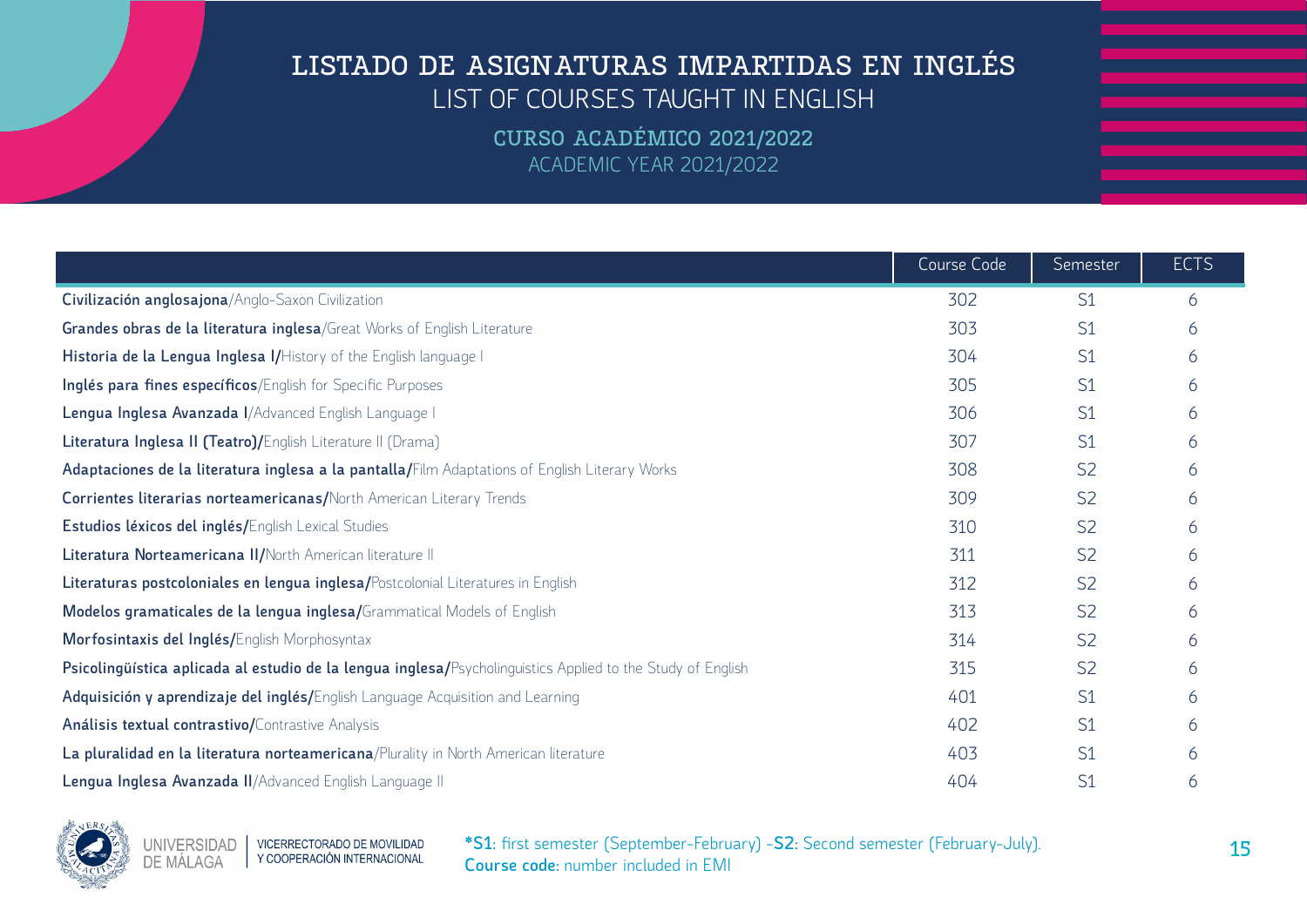# LISTADO DE ASIGNATURAS IMPARTIDAS EN INGLÉS

## LIST OF COURSES TAUGHT IN ENGLISH

### CURSO ACADÉMICO 2021/2022

### ACADEMIC YEAR 2021/2022

| | Course Code | Semester | ECTS |
|---|---|---|---|
| **Civilización anglosajona**/Anglo-Saxon Civilization | 302 | S1 | 6 |
| **Grandes obras de la literatura inglesa**/Great Works of English Literature | 303 | S1 | 6 |
| **Historia de la Lengua Inglesa I/**History of the English language I | 304 | S1 | 6 |
| **Inglés para fines específicos**/English for Specific Purposes | 305 | S1 | 6 |
| **Lengua Inglesa Avanzada I**/Advanced English Language I | 306 | S1 | 6 |
| **Literatura Inglesa II (Teatro)/**English Literature II (Drama) | 307 | S1 | 6 |
| **Adaptaciones de la literatura inglesa a la pantalla/**Film Adaptations of English Literary Works | 308 | S2 | 6 |
| **Corrientes literarias norteamericanas/**North American Literary Trends | 309 | S2 | 6 |
| **Estudios léxicos del inglés/**English Lexical Studies | 310 | S2 | 6 |
| **Literatura Norteamericana II/**North American literature II | 311 | S2 | 6 |
| **Literaturas postcoloniales en lengua inglesa/**Postcolonial Literatures in English | 312 | S2 | 6 |
| **Modelos gramaticales de la lengua inglesa/**Grammatical Models of English | 313 | S2 | 6 |
| **Morfosintaxis del Inglés/**English Morphosyntax | 314 | S2 | 6 |
| **Psicolingüística aplicada al estudio de la lengua inglesa/**Psycholinguistics Applied to the Study of English | 315 | S2 | 6 |
| **Adquisición y aprendizaje del inglés/**English Language Acquisition and Learning | 401 | S1 | 6 |
| **Análisis textual contrastivo/**Contrastive Analysis | 402 | S1 | 6 |
| **La pluralidad en la literatura norteamericana**/Plurality in North American literature | 403 | S1 | 6 |
| **Lengua Inglesa Avanzada II**/Advanced English Language II | 404 | S1 | 6 |

UNIVERSIDAD DE MÁLAGA | VICERRECTORADO DE MOVILIDAD Y COOPERACIÓN INTERNACIONAL

***S1**: first semester (September-February) -**S2**: Second semester (February-July).
**Course code**: number included in EMI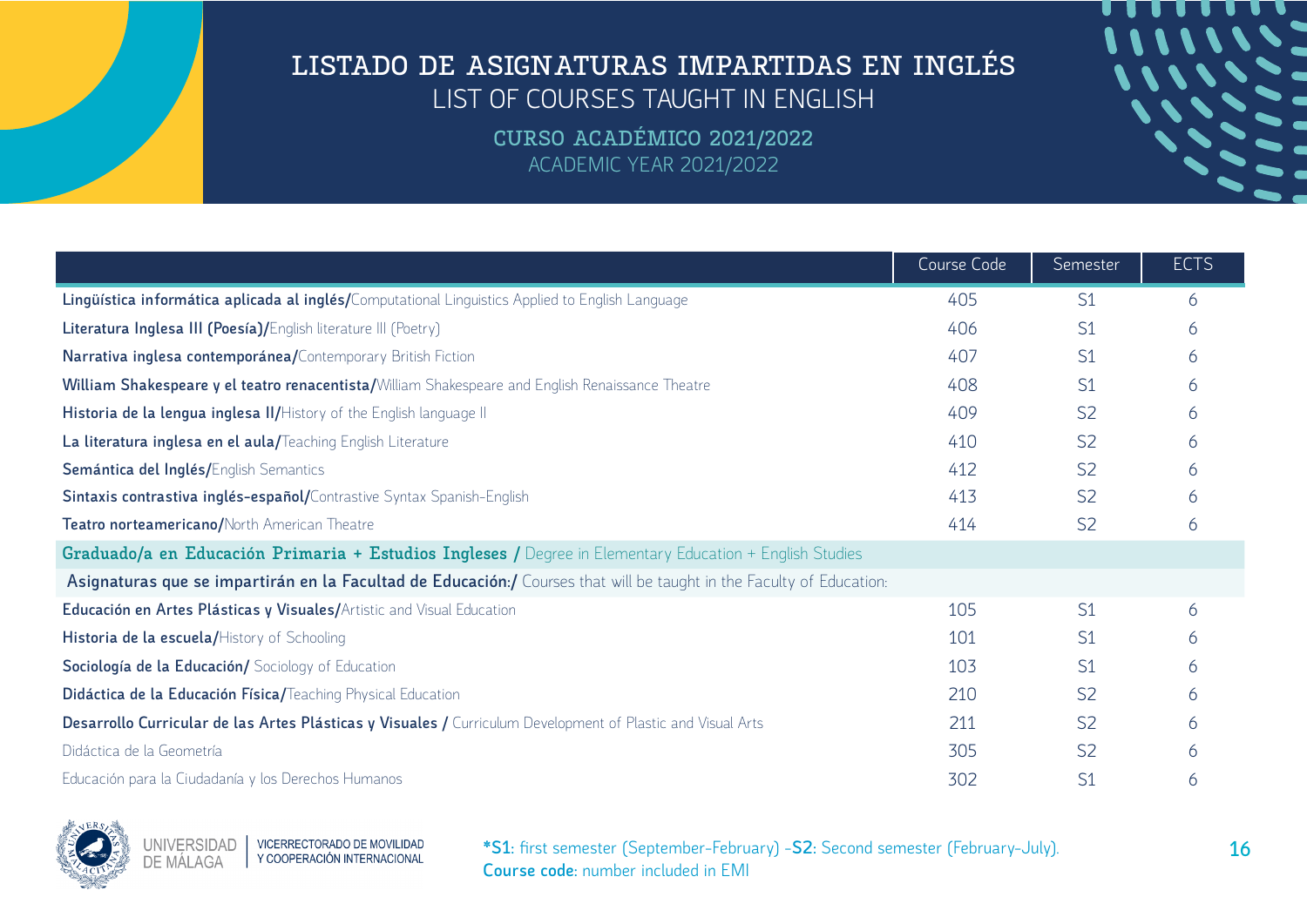# LISTADO DE ASIGNATURAS IMPARTIDAS EN INGLÉS
LIST OF COURSES TAUGHT IN ENGLISH

## CURSO ACADÉMICO 2021/2022
ACADEMIC YEAR 2021/2022

| | Course Code | Semester | ECTS |
|---|---|---|---|
| **Lingüística informática aplicada al inglés/**Computational Linguistics Applied to English Language | 405 | S1 | 6 |
| **Literatura Inglesa III (Poesía)/**English literature III (Poetry) | 406 | S1 | 6 |
| **Narrativa inglesa contemporánea/**Contemporary British Fiction | 407 | S1 | 6 |
| **William Shakespeare y el teatro renacentista/**William Shakespeare and English Renaissance Theatre | 408 | S1 | 6 |
| **Historia de la lengua inglesa II/**History of the English language II | 409 | S2 | 6 |
| **La literatura inglesa en el aula/**Teaching English Literature | 410 | S2 | 6 |
| **Semántica del Inglés/**English Semantics | 412 | S2 | 6 |
| **Sintaxis contrastiva inglés-español/**Contrastive Syntax Spanish-English | 413 | S2 | 6 |
| **Teatro norteamericano/**North American Theatre | 414 | S2 | 6 |
| **Graduado/a en Educación Primaria + Estudios Ingleses /** Degree in Elementary Education + English Studies | | | |
| **Asignaturas que se impartirán en la Facultad de Educación:/** Courses that will be taught in the Faculty of Education: | | | |
| **Educación en Artes Plásticas y Visuales/**Artistic and Visual Education | 105 | S1 | 6 |
| **Historia de la escuela/**History of Schooling | 101 | S1 | 6 |
| **Sociología de la Educación/** Sociology of Education | 103 | S1 | 6 |
| **Didáctica de la Educación Física/**Teaching Physical Education | 210 | S2 | 6 |
| **Desarrollo Curricular de las Artes Plásticas y Visuales /** Curriculum Development of Plastic and Visual Arts | 211 | S2 | 6 |
| Didáctica de la Geometría | 305 | S2 | 6 |
| Educación para la Ciudadanía y los Derechos Humanos | 302 | S1 | 6 |

UNIVERSIDAD DE MÁLAGA | VICERRECTORADO DE MOVILIDAD Y COOPERACIÓN INTERNACIONAL

***S1**: first semester (September-February) -**S2**: Second semester (February-July).
**Course code**: number included in EMI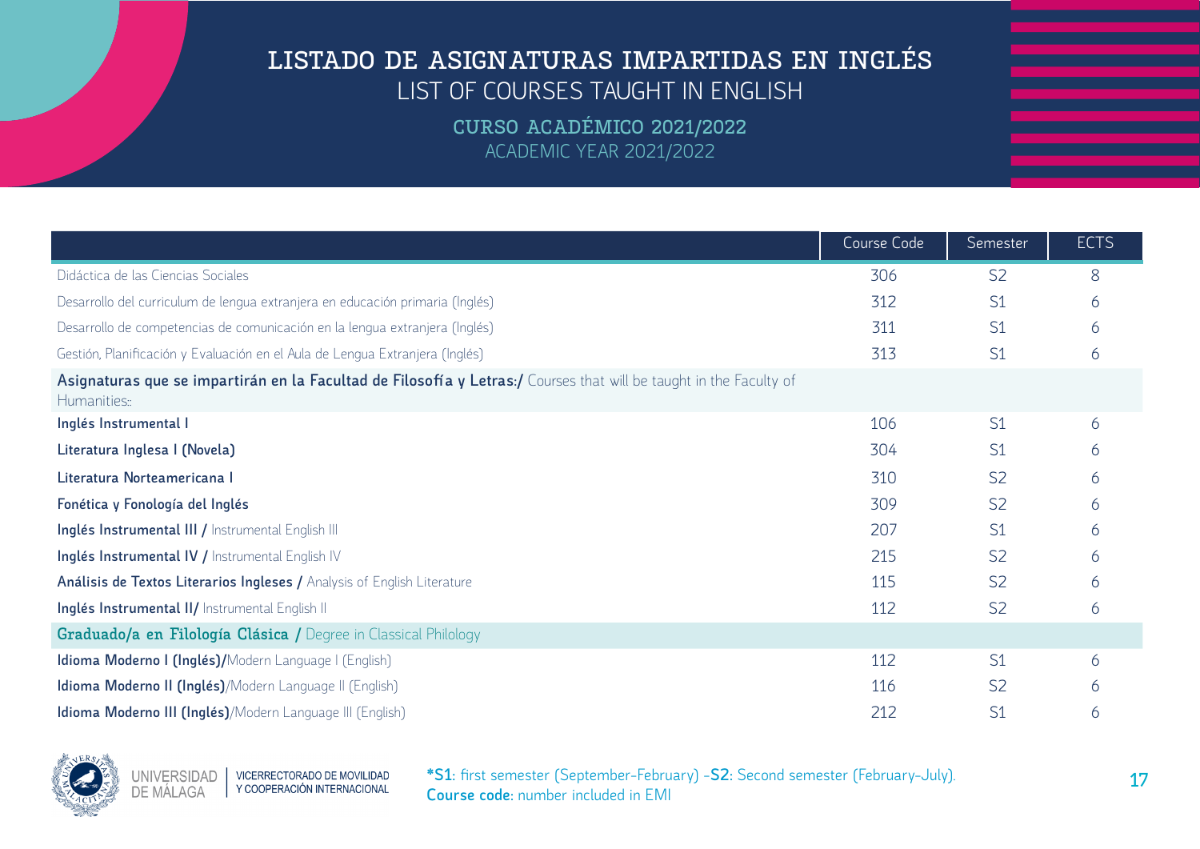# LISTADO DE ASIGNATURAS IMPARTIDAS EN INGLÉS

## LIST OF COURSES TAUGHT IN ENGLISH

### CURSO ACADÉMICO 2021/2022

### ACADEMIC YEAR 2021/2022

| | Course Code | Semester | ECTS |
|---|---|---|---|
| Didáctica de las Ciencias Sociales | 306 | S2 | 8 |
| Desarrollo del curriculum de lengua extranjera en educación primaria (Inglés) | 312 | S1 | 6 |
| Desarrollo de competencias de comunicación en la lengua extranjera (Inglés) | 311 | S1 | 6 |
| Gestión, Planificación y Evaluación en el Aula de Lengua Extranjera (Inglés) | 313 | S1 | 6 |
| **Asignaturas que se impartirán en la Facultad de Filosofía y Letras:/** Courses that will be taught in the Faculty of Humanities:: | | | |
| **Inglés Instrumental I** | 106 | S1 | 6 |
| **Literatura Inglesa I (Novela)** | 304 | S1 | 6 |
| **Literatura Norteamericana I** | 310 | S2 | 6 |
| **Fonética y Fonología del Inglés** | 309 | S2 | 6 |
| **Inglés Instrumental III /** Instrumental English III | 207 | S1 | 6 |
| **Inglés Instrumental IV /** Instrumental English IV | 215 | S2 | 6 |
| **Análisis de Textos Literarios Ingleses /** Analysis of English Literature | 115 | S2 | 6 |
| **Inglés Instrumental II/** Instrumental English II | 112 | S2 | 6 |
| **Graduado/a en Filología Clásica /** Degree in Classical Philology | | | |
| **Idioma Moderno I (Inglés)/**Modern Language I (English) | 112 | S1 | 6 |
| **Idioma Moderno II (Inglés)**/Modern Language II (English) | 116 | S2 | 6 |
| **Idioma Moderno III (Inglés)**/Modern Language III (English) | 212 | S1 | 6 |

***S1**: first semester (September-February) -**S2**: Second semester (February-July).
**Course code**: number included in EMI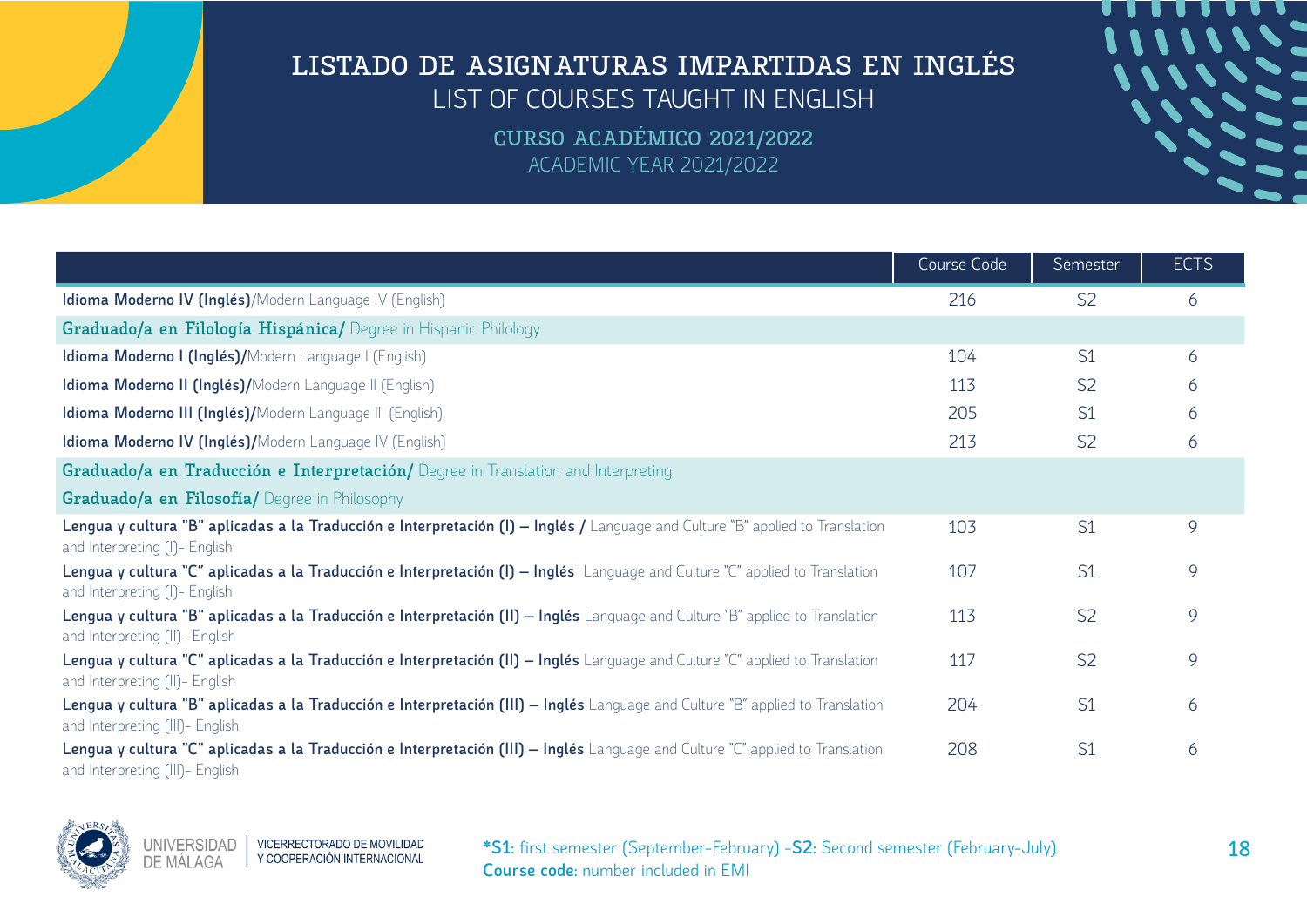# LISTADO DE ASIGNATURAS IMPARTIDAS EN INGLÉS
LIST OF COURSES TAUGHT IN ENGLISH

## CURSO ACADÉMICO 2021/2022
ACADEMIC YEAR 2021/2022

| | Course Code | Semester | ECTS |
|---|---|---|---|
| **Idioma Moderno IV (Inglés)**/Modern Language IV (English) | 216 | S2 | 6 |
| **Graduado/a en Filología Hispánica/** Degree in Hispanic Philology | | | |
| **Idioma Moderno I (Inglés)/**Modern Language I (English) | 104 | S1 | 6 |
| **Idioma Moderno II (Inglés)/**Modern Language II (English) | 113 | S2 | 6 |
| **Idioma Moderno III (Inglés)/**Modern Language III (English) | 205 | S1 | 6 |
| **Idioma Moderno IV (Inglés)/**Modern Language IV (English) | 213 | S2 | 6 |
| **Graduado/a en Traducción e Interpretación/** Degree in Translation and Interpreting | | | |
| **Graduado/a en Filosofía/** Degree in Philosophy | | | |
| **Lengua y cultura "B" aplicadas a la Traducción e Interpretación (I) – Inglés /** Language and Culture "B" applied to Translation and Interpreting (I)- English | 103 | S1 | 9 |
| **Lengua y cultura "C" aplicadas a la Traducción e Interpretación (I) – Inglés** Language and Culture "C" applied to Translation and Interpreting (I)- English | 107 | S1 | 9 |
| **Lengua y cultura "B" aplicadas a la Traducción e Interpretación (II) – Inglés** Language and Culture "B" applied to Translation and Interpreting (II)- English | 113 | S2 | 9 |
| **Lengua y cultura "C" aplicadas a la Traducción e Interpretación (II) – Inglés** Language and Culture "C" applied to Translation and Interpreting (II)- English | 117 | S2 | 9 |
| **Lengua y cultura "B" aplicadas a la Traducción e Interpretación (III) – Inglés** Language and Culture "B" applied to Translation and Interpreting (III)- English | 204 | S1 | 6 |
| **Lengua y cultura "C" aplicadas a la Traducción e Interpretación (III) – Inglés** Language and Culture "C" applied to Translation and Interpreting (III)- English | 208 | S1 | 6 |

UNIVERSIDAD DE MÁLAGA | VICERRECTORADO DE MOVILIDAD Y COOPERACIÓN INTERNACIONAL

***S1**: first semester (September-February) -**S2**: Second semester (February-July).
**Course code**: number included in EMI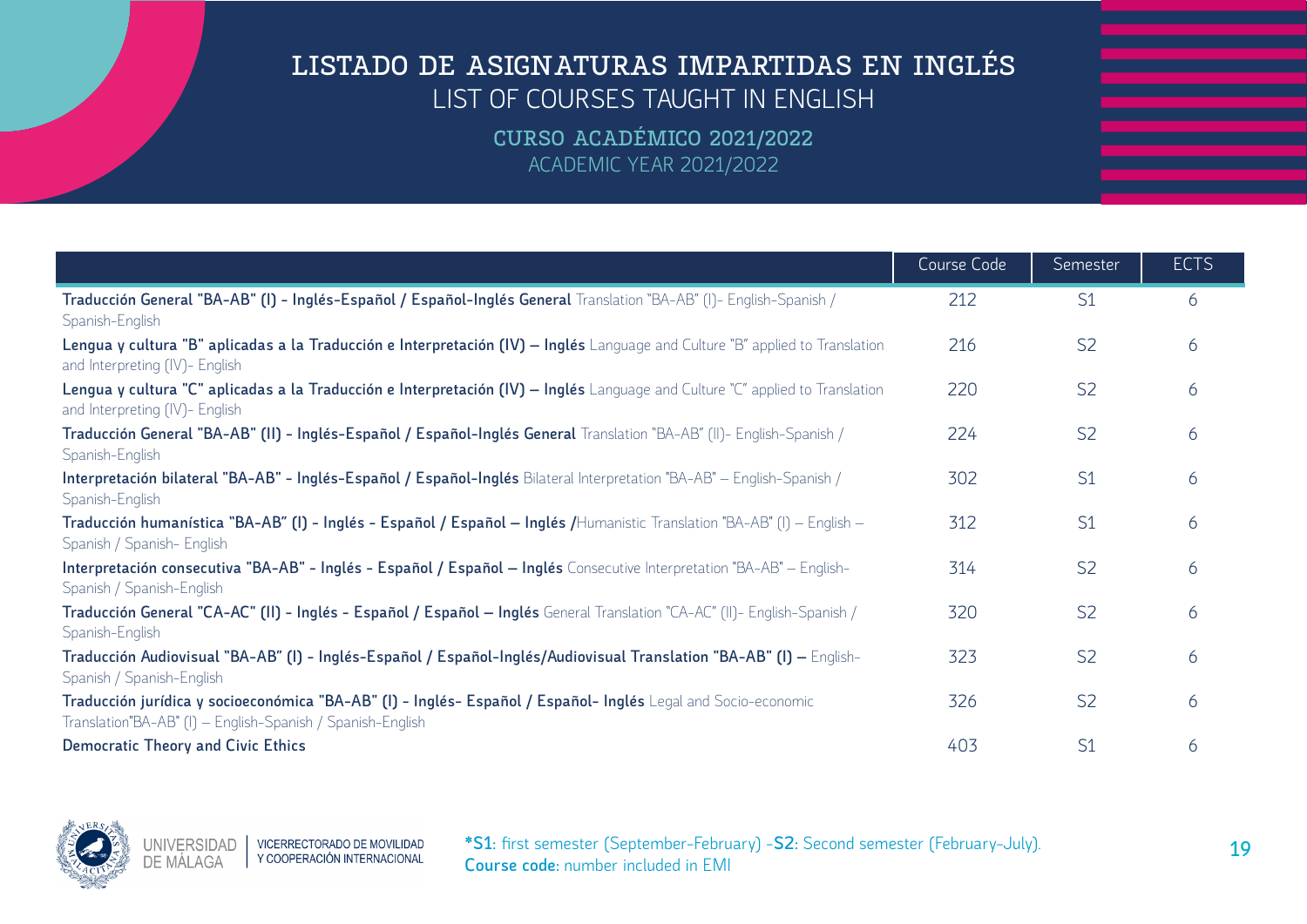# LISTADO DE ASIGNATURAS IMPARTIDAS EN INGLÉS

LIST OF COURSES TAUGHT IN ENGLISH

## CURSO ACADÉMICO 2021/2022

ACADEMIC YEAR 2021/2022

| | Course Code | Semester | ECTS |
|---|---|---|---|
| **Traducción General "BA-AB" (I) - Inglés-Español / Español-Inglés General** Translation "BA-AB" (I)- English-Spanish / Spanish-English | 212 | S1 | 6 |
| **Lengua y cultura "B" aplicadas a la Traducción e Interpretación (IV) – Inglés** Language and Culture "B" applied to Translation and Interpreting (IV)- English | 216 | S2 | 6 |
| **Lengua y cultura "C" aplicadas a la Traducción e Interpretación (IV) – Inglés** Language and Culture "C" applied to Translation and Interpreting (IV)- English | 220 | S2 | 6 |
| **Traducción General "BA-AB" (II) - Inglés-Español / Español-Inglés General** Translation "BA-AB" (II)- English-Spanish / Spanish-English | 224 | S2 | 6 |
| **Interpretación bilateral "BA-AB" - Inglés-Español / Español-Inglés** Bilateral Interpretation "BA-AB" – English-Spanish / Spanish-English | 302 | S1 | 6 |
| **Traducción humanística "BA-AB" (I) - Inglés - Español / Español – Inglés /**Humanistic Translation "BA-AB" (I) – English – Spanish / Spanish- English | 312 | S1 | 6 |
| **Interpretación consecutiva "BA-AB" - Inglés - Español / Español – Inglés** Consecutive Interpretation "BA-AB" – English-Spanish / Spanish-English | 314 | S2 | 6 |
| **Traducción General "CA-AC" (II) - Inglés - Español / Español – Inglés** General Translation "CA-AC" (II)- English-Spanish / Spanish-English | 320 | S2 | 6 |
| **Traducción Audiovisual "BA-AB" (I) - Inglés-Español / Español-Inglés/Audiovisual Translation "BA-AB" (I) –** English-Spanish / Spanish-English | 323 | S2 | 6 |
| **Traducción jurídica y socioeconómica "BA-AB" (I) - Inglés- Español / Español- Inglés** Legal and Socio-economic Translation"BA-AB" (I) – English-Spanish / Spanish-English | 326 | S2 | 6 |
| **Democratic Theory and Civic Ethics** | 403 | S1 | 6 |

UNIVERSIDAD DE MÁLAGA | VICERRECTORADO DE MOVILIDAD Y COOPERACIÓN INTERNACIONAL

***S1**: first semester (September-February) -**S2**: Second semester (February-July).
**Course code**: number included in EMI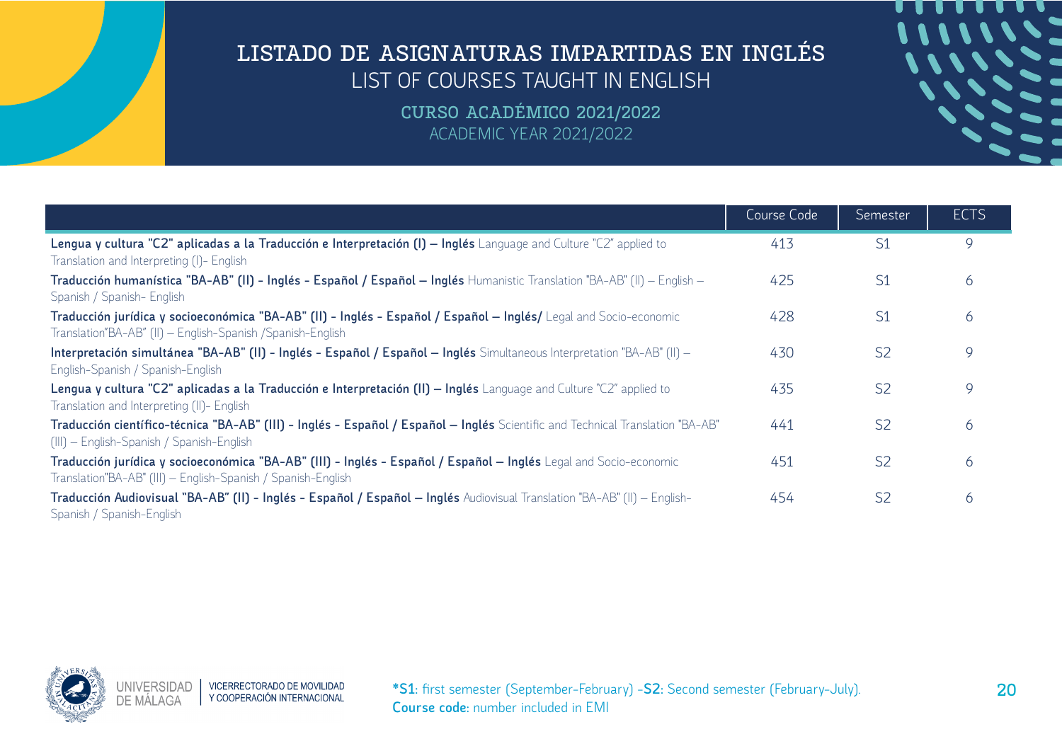# LISTADO DE ASIGNATURAS IMPARTIDAS EN INGLÉS

LIST OF COURSES TAUGHT IN ENGLISH

## CURSO ACADÉMICO 2021/2022

ACADEMIC YEAR 2021/2022

| | Course Code | Semester | ECTS |
|---|---|---|---|
| **Lengua y cultura "C2" aplicadas a la Traducción e Interpretación (I) – Inglés** Language and Culture "C2" applied to Translation and Interpreting (I)- English | 413 | S1 | 9 |
| **Traducción humanística "BA-AB" (II) - Inglés - Español / Español – Inglés** Humanistic Translation "BA-AB" (II) – English – Spanish / Spanish- English | 425 | S1 | 6 |
| **Traducción jurídica y socioeconómica "BA-AB" (II) - Inglés - Español / Español – Inglés/** Legal and Socio-economic Translation"BA-AB" (II) – English-Spanish /Spanish-English | 428 | S1 | 6 |
| **Interpretación simultánea "BA-AB" (II) - Inglés - Español / Español – Inglés** Simultaneous Interpretation "BA-AB" (II) – English-Spanish / Spanish-English | 430 | S2 | 9 |
| **Lengua y cultura "C2" aplicadas a la Traducción e Interpretación (II) – Inglés** Language and Culture "C2" applied to Translation and Interpreting (II)- English | 435 | S2 | 9 |
| **Traducción científico-técnica "BA-AB" (III) - Inglés - Español / Español – Inglés** Scientific and Technical Translation "BA-AB" (III) – English-Spanish / Spanish-English | 441 | S2 | 6 |
| **Traducción jurídica y socioeconómica "BA-AB" (III) - Inglés - Español / Español – Inglés** Legal and Socio-economic Translation"BA-AB" (III) – English-Spanish / Spanish-English | 451 | S2 | 6 |
| **Traducción Audiovisual "BA-AB" (II) - Inglés - Español / Español – Inglés** Audiovisual Translation "BA-AB" (II) – English-Spanish / Spanish-English | 454 | S2 | 6 |

**\*S1:** first semester (September-February) -**S2:** Second semester (February-July).
**Course code:** number included in EMI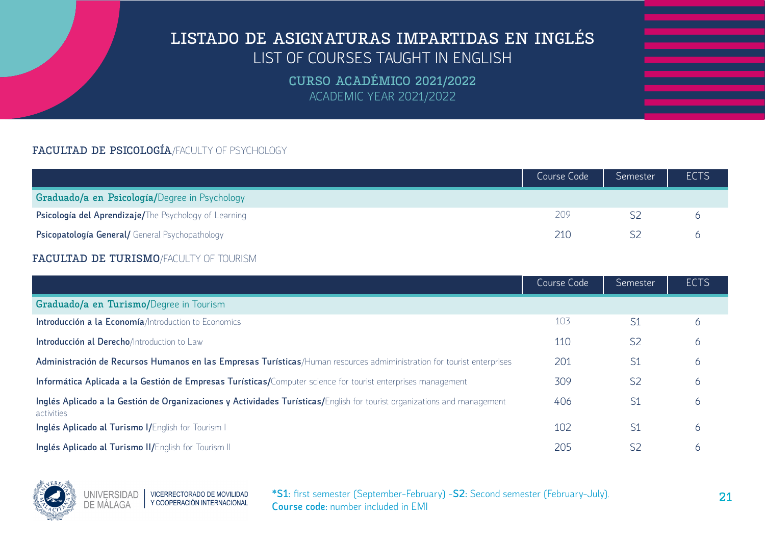# LISTADO DE ASIGNATURAS IMPARTIDAS EN INGLÉS

LIST OF COURSES TAUGHT IN ENGLISH

## CURSO ACADÉMICO 2021/2022

ACADEMIC YEAR 2021/2022

### FACULTAD DE PSICOLOGÍA/FACULTY OF PSYCHOLOGY

| | Course Code | Semester | ECTS |
|---|---|---|---|
| **Graduado/a en Psicología/**Degree in Psychology | | | |
| **Psicología del Aprendizaje/**The Psychology of Learning | 209 | S2 | 6 |
| **Psicopatología General/** General Psychopathology | 210 | S2 | 6 |

### FACULTAD DE TURISMO/FACULTY OF TOURISM

| | Course Code | Semester | ECTS |
|---|---|---|---|
| **Graduado/a en Turismo/**Degree in Tourism | | | |
| **Introducción a la Economía**/Introduction to Economics | 103 | S1 | 6 |
| **Introducción al Derecho**/Introduction to Law | 110 | S2 | 6 |
| **Administración de Recursos Humanos en las Empresas Turísticas**/Human resources admiministration for tourist enterprises | 201 | S1 | 6 |
| **Informática Aplicada a la Gestión de Empresas Turísticas/**Computer science for tourist enterprises management | 309 | S2 | 6 |
| **Inglés Aplicado a la Gestión de Organizaciones y Actividades Turísticas/**English for tourist organizations and management activities | 406 | S1 | 6 |
| **Inglés Aplicado al Turismo I/**English for Tourism I | 102 | S1 | 6 |
| **Inglés Aplicado al Turismo II/**English for Tourism II | 205 | S2 | 6 |

UNIVERSIDAD DE MÁLAGA | VICERRECTORADO DE MOVILIDAD Y COOPERACIÓN INTERNACIONAL

***S1**: first semester (September-February) -**S2**: Second semester (February-July).
**Course code**: number included in EMI